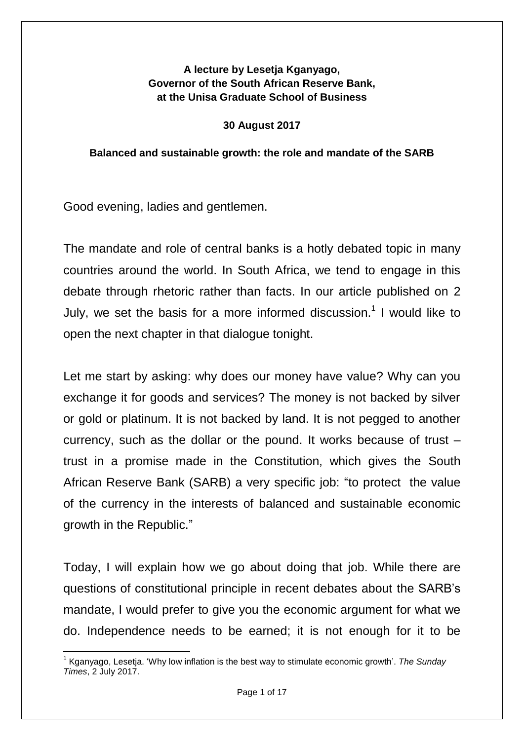**A lecture by Lesetja Kganyago,**
**Governor of the South African Reserve Bank,**
**at the Unisa Graduate School of Business**

**30 August 2017**

**Balanced and sustainable growth: the role and mandate of the SARB**

Good evening, ladies and gentlemen.

The mandate and role of central banks is a hotly debated topic in many countries around the world. In South Africa, we tend to engage in this debate through rhetoric rather than facts. In our article published on 2 July, we set the basis for a more informed discussion.[1] I would like to open the next chapter in that dialogue tonight.

Let me start by asking: why does our money have value? Why can you exchange it for goods and services? The money is not backed by silver or gold or platinum. It is not backed by land. It is not pegged to another currency, such as the dollar or the pound. It works because of trust – trust in a promise made in the Constitution, which gives the South African Reserve Bank (SARB) a very specific job: "to protect the value of the currency in the interests of balanced and sustainable economic growth in the Republic."

Today, I will explain how we go about doing that job. While there are questions of constitutional principle in recent debates about the SARB's mandate, I would prefer to give you the economic argument for what we do. Independence needs to be earned; it is not enough for it to be

[1] Kganyago, Lesetja. 'Why low inflation is the best way to stimulate economic growth'. *The Sunday Times*, 2 July 2017.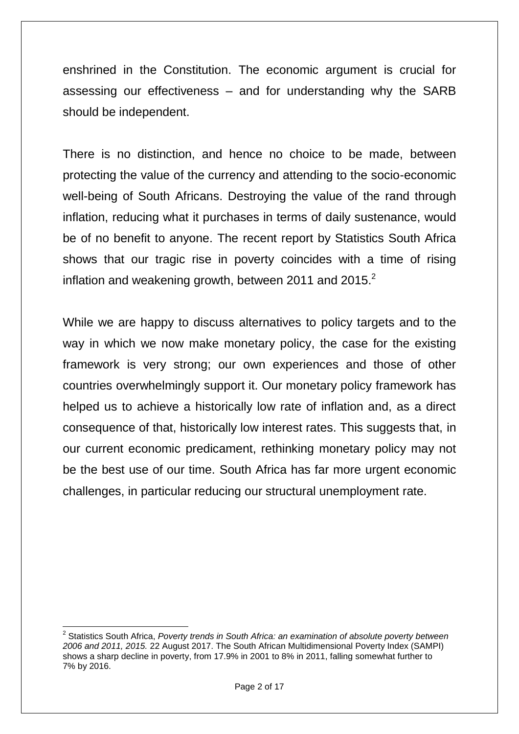enshrined in the Constitution. The economic argument is crucial for assessing our effectiveness – and for understanding why the SARB should be independent.

There is no distinction, and hence no choice to be made, between protecting the value of the currency and attending to the socio-economic well-being of South Africans. Destroying the value of the rand through inflation, reducing what it purchases in terms of daily sustenance, would be of no benefit to anyone. The recent report by Statistics South Africa shows that our tragic rise in poverty coincides with a time of rising inflation and weakening growth, between 2011 and 2015.[2]

While we are happy to discuss alternatives to policy targets and to the way in which we now make monetary policy, the case for the existing framework is very strong; our own experiences and those of other countries overwhelmingly support it. Our monetary policy framework has helped us to achieve a historically low rate of inflation and, as a direct consequence of that, historically low interest rates. This suggests that, in our current economic predicament, rethinking monetary policy may not be the best use of our time. South Africa has far more urgent economic challenges, in particular reducing our structural unemployment rate.

---

[2] Statistics South Africa, *Poverty trends in South Africa: an examination of absolute poverty between 2006 and 2011, 2015.* 22 August 2017. The South African Multidimensional Poverty Index (SAMPI) shows a sharp decline in poverty, from 17.9% in 2001 to 8% in 2011, falling somewhat further to 7% by 2016.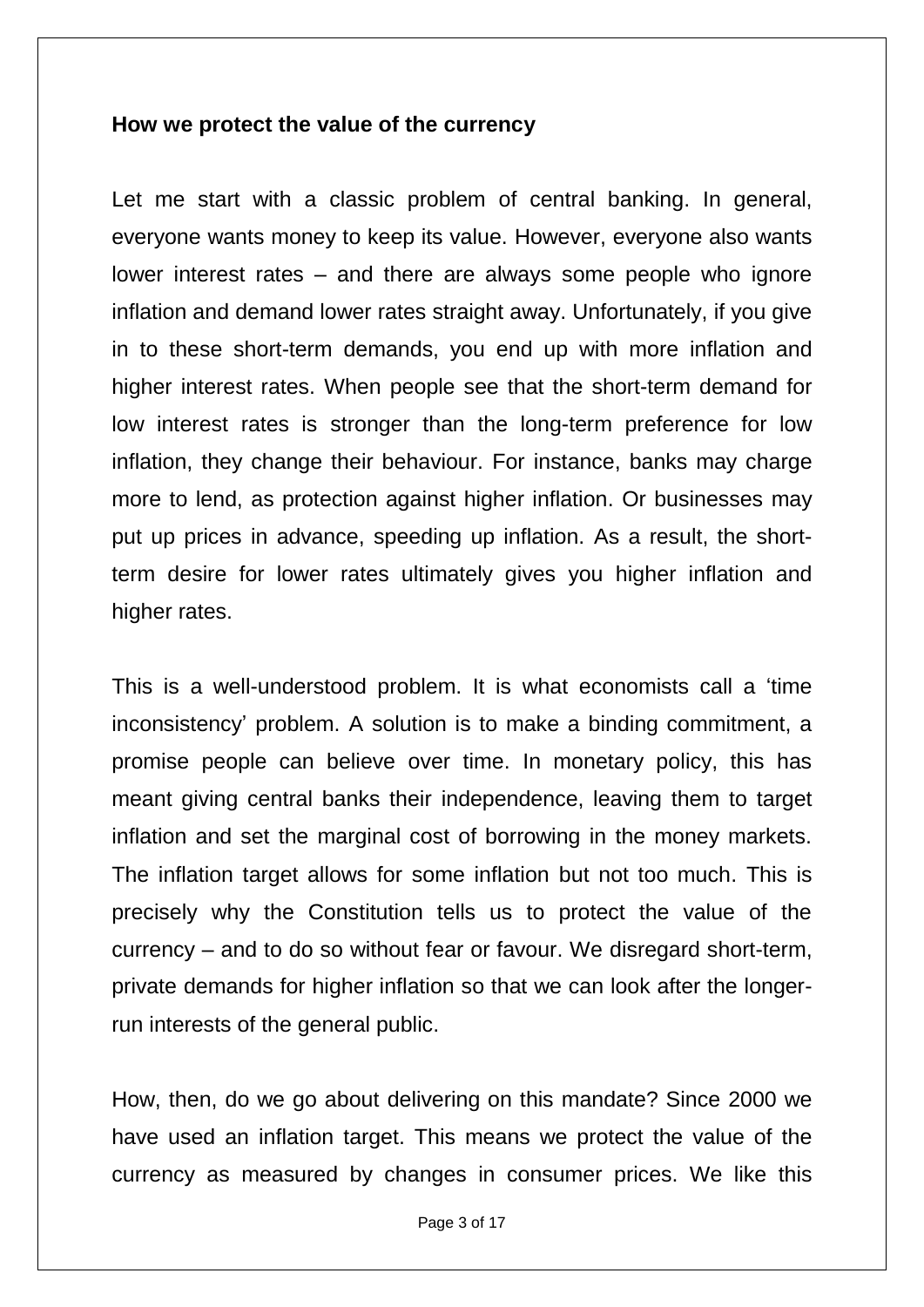**How we protect the value of the currency**

Let me start with a classic problem of central banking. In general, everyone wants money to keep its value. However, everyone also wants lower interest rates – and there are always some people who ignore inflation and demand lower rates straight away. Unfortunately, if you give in to these short-term demands, you end up with more inflation and higher interest rates. When people see that the short-term demand for low interest rates is stronger than the long-term preference for low inflation, they change their behaviour. For instance, banks may charge more to lend, as protection against higher inflation. Or businesses may put up prices in advance, speeding up inflation. As a result, the short-term desire for lower rates ultimately gives you higher inflation and higher rates.

This is a well-understood problem. It is what economists call a 'time inconsistency' problem. A solution is to make a binding commitment, a promise people can believe over time. In monetary policy, this has meant giving central banks their independence, leaving them to target inflation and set the marginal cost of borrowing in the money markets. The inflation target allows for some inflation but not too much. This is precisely why the Constitution tells us to protect the value of the currency – and to do so without fear or favour. We disregard short-term, private demands for higher inflation so that we can look after the longer-run interests of the general public.

How, then, do we go about delivering on this mandate? Since 2000 we have used an inflation target. This means we protect the value of the currency as measured by changes in consumer prices. We like this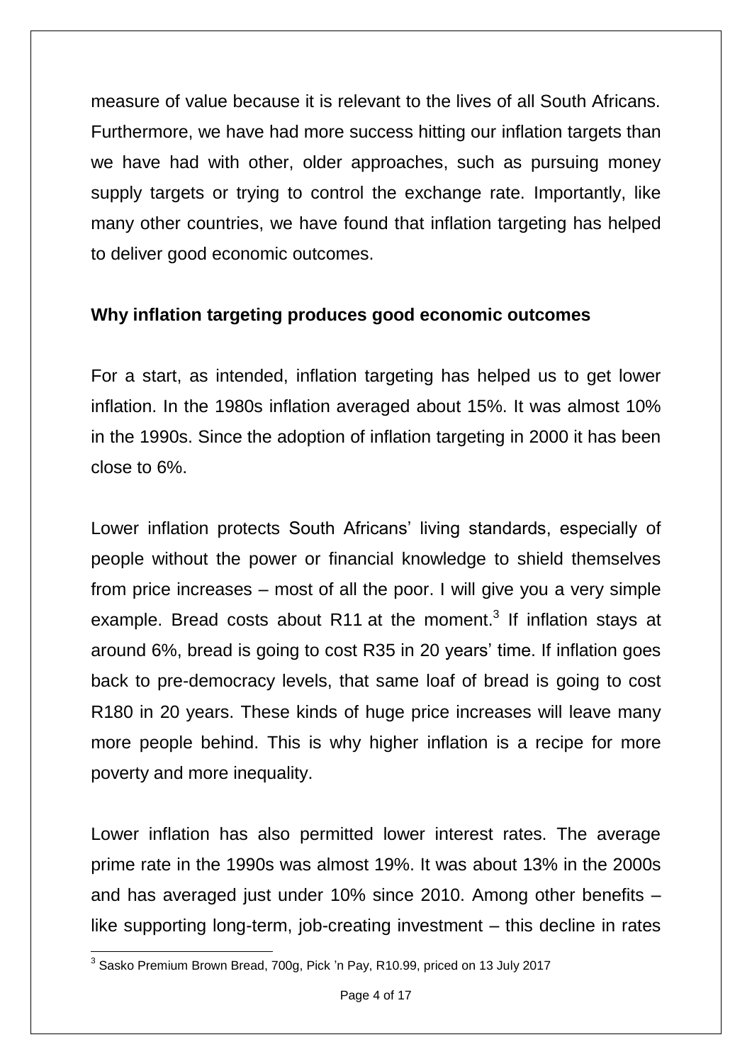measure of value because it is relevant to the lives of all South Africans. Furthermore, we have had more success hitting our inflation targets than we have had with other, older approaches, such as pursuing money supply targets or trying to control the exchange rate. Importantly, like many other countries, we have found that inflation targeting has helped to deliver good economic outcomes.

## Why inflation targeting produces good economic outcomes

For a start, as intended, inflation targeting has helped us to get lower inflation. In the 1980s inflation averaged about 15%. It was almost 10% in the 1990s. Since the adoption of inflation targeting in 2000 it has been close to 6%.

Lower inflation protects South Africans' living standards, especially of people without the power or financial knowledge to shield themselves from price increases – most of all the poor. I will give you a very simple example. Bread costs about R11 at the moment.[3] If inflation stays at around 6%, bread is going to cost R35 in 20 years' time. If inflation goes back to pre-democracy levels, that same loaf of bread is going to cost R180 in 20 years. These kinds of huge price increases will leave many more people behind. This is why higher inflation is a recipe for more poverty and more inequality.

Lower inflation has also permitted lower interest rates. The average prime rate in the 1990s was almost 19%. It was about 13% in the 2000s and has averaged just under 10% since 2010. Among other benefits – like supporting long-term, job-creating investment – this decline in rates

[3] Sasko Premium Brown Bread, 700g, Pick 'n Pay, R10.99, priced on 13 July 2017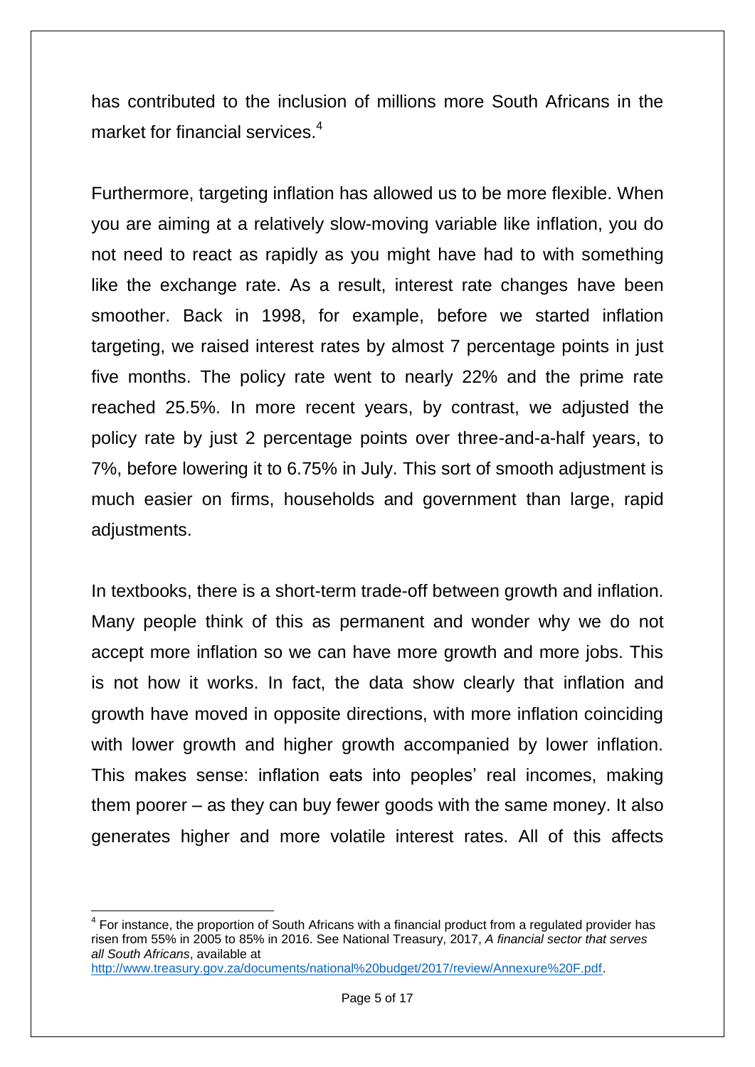has contributed to the inclusion of millions more South Africans in the market for financial services.[4]

Furthermore, targeting inflation has allowed us to be more flexible. When you are aiming at a relatively slow-moving variable like inflation, you do not need to react as rapidly as you might have had to with something like the exchange rate. As a result, interest rate changes have been smoother. Back in 1998, for example, before we started inflation targeting, we raised interest rates by almost 7 percentage points in just five months. The policy rate went to nearly 22% and the prime rate reached 25.5%. In more recent years, by contrast, we adjusted the policy rate by just 2 percentage points over three-and-a-half years, to 7%, before lowering it to 6.75% in July. This sort of smooth adjustment is much easier on firms, households and government than large, rapid adjustments.

In textbooks, there is a short-term trade-off between growth and inflation. Many people think of this as permanent and wonder why we do not accept more inflation so we can have more growth and more jobs. This is not how it works. In fact, the data show clearly that inflation and growth have moved in opposite directions, with more inflation coinciding with lower growth and higher growth accompanied by lower inflation. This makes sense: inflation eats into peoples' real incomes, making them poorer – as they can buy fewer goods with the same money. It also generates higher and more volatile interest rates. All of this affects

[4] For instance, the proportion of South Africans with a financial product from a regulated provider has risen from 55% in 2005 to 85% in 2016. See National Treasury, 2017, *A financial sector that serves all South Africans*, available at http://www.treasury.gov.za/documents/national%20budget/2017/review/Annexure%20F.pdf.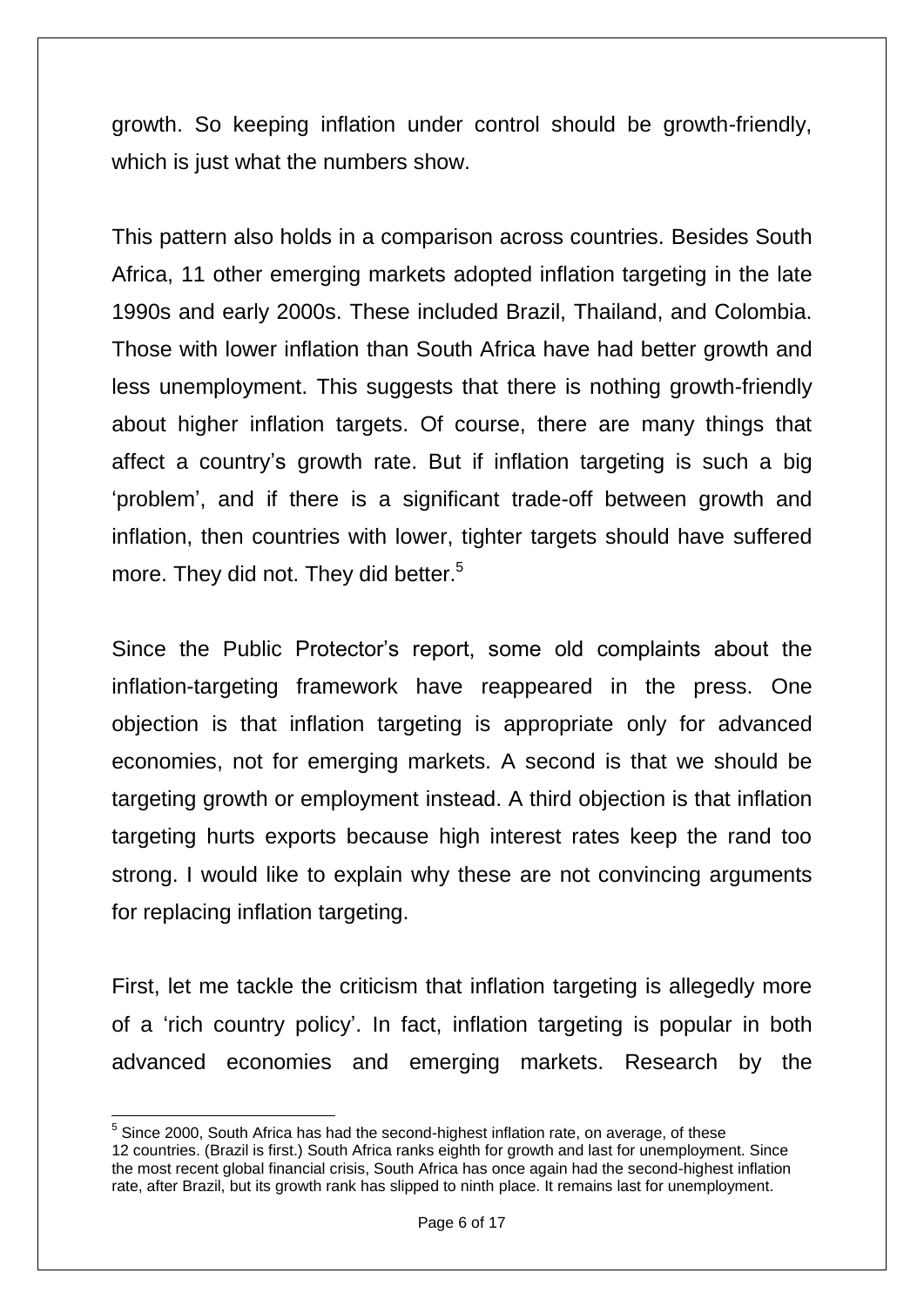growth. So keeping inflation under control should be growth-friendly, which is just what the numbers show.

This pattern also holds in a comparison across countries. Besides South Africa, 11 other emerging markets adopted inflation targeting in the late 1990s and early 2000s. These included Brazil, Thailand, and Colombia. Those with lower inflation than South Africa have had better growth and less unemployment. This suggests that there is nothing growth-friendly about higher inflation targets. Of course, there are many things that affect a country's growth rate. But if inflation targeting is such a big 'problem', and if there is a significant trade-off between growth and inflation, then countries with lower, tighter targets should have suffered more. They did not. They did better.[5]

Since the Public Protector's report, some old complaints about the inflation-targeting framework have reappeared in the press. One objection is that inflation targeting is appropriate only for advanced economies, not for emerging markets. A second is that we should be targeting growth or employment instead. A third objection is that inflation targeting hurts exports because high interest rates keep the rand too strong. I would like to explain why these are not convincing arguments for replacing inflation targeting.

First, let me tackle the criticism that inflation targeting is allegedly more of a 'rich country policy'. In fact, inflation targeting is popular in both advanced economies and emerging markets. Research by the

---

[5] Since 2000, South Africa has had the second-highest inflation rate, on average, of these 12 countries. (Brazil is first.) South Africa ranks eighth for growth and last for unemployment. Since the most recent global financial crisis, South Africa has once again had the second-highest inflation rate, after Brazil, but its growth rank has slipped to ninth place. It remains last for unemployment.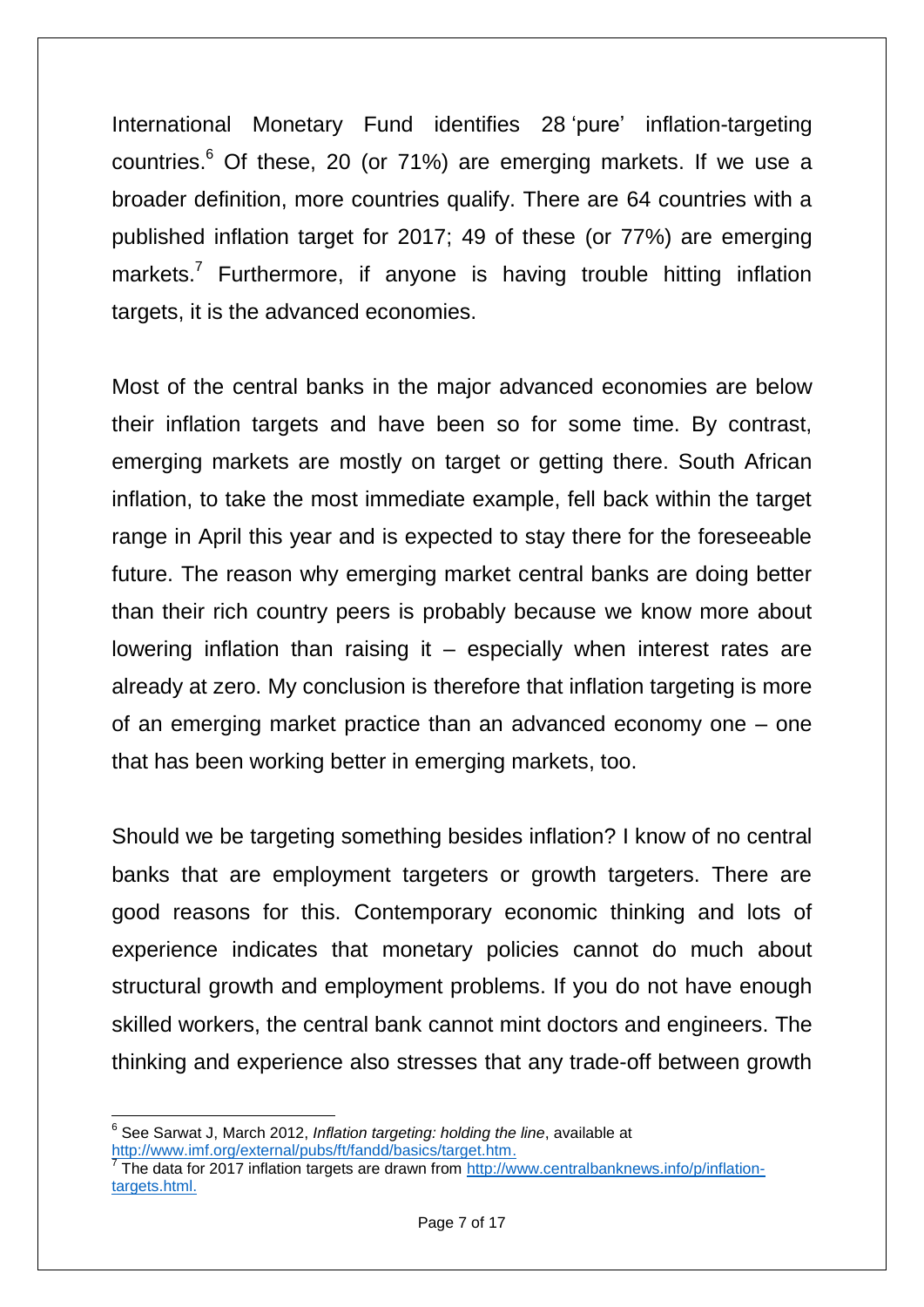International Monetary Fund identifies 28 'pure' inflation-targeting countries.[6] Of these, 20 (or 71%) are emerging markets. If we use a broader definition, more countries qualify. There are 64 countries with a published inflation target for 2017; 49 of these (or 77%) are emerging markets.[7] Furthermore, if anyone is having trouble hitting inflation targets, it is the advanced economies.

Most of the central banks in the major advanced economies are below their inflation targets and have been so for some time. By contrast, emerging markets are mostly on target or getting there. South African inflation, to take the most immediate example, fell back within the target range in April this year and is expected to stay there for the foreseeable future. The reason why emerging market central banks are doing better than their rich country peers is probably because we know more about lowering inflation than raising it – especially when interest rates are already at zero. My conclusion is therefore that inflation targeting is more of an emerging market practice than an advanced economy one – one that has been working better in emerging markets, too.

Should we be targeting something besides inflation? I know of no central banks that are employment targeters or growth targeters. There are good reasons for this. Contemporary economic thinking and lots of experience indicates that monetary policies cannot do much about structural growth and employment problems. If you do not have enough skilled workers, the central bank cannot mint doctors and engineers. The thinking and experience also stresses that any trade-off between growth

---

[6] See Sarwat J, March 2012, *Inflation targeting: holding the line*, available at http://www.imf.org/external/pubs/ft/fandd/basics/target.htm.

[7] The data for 2017 inflation targets are drawn from http://www.centralbanknews.info/p/inflation-targets.html.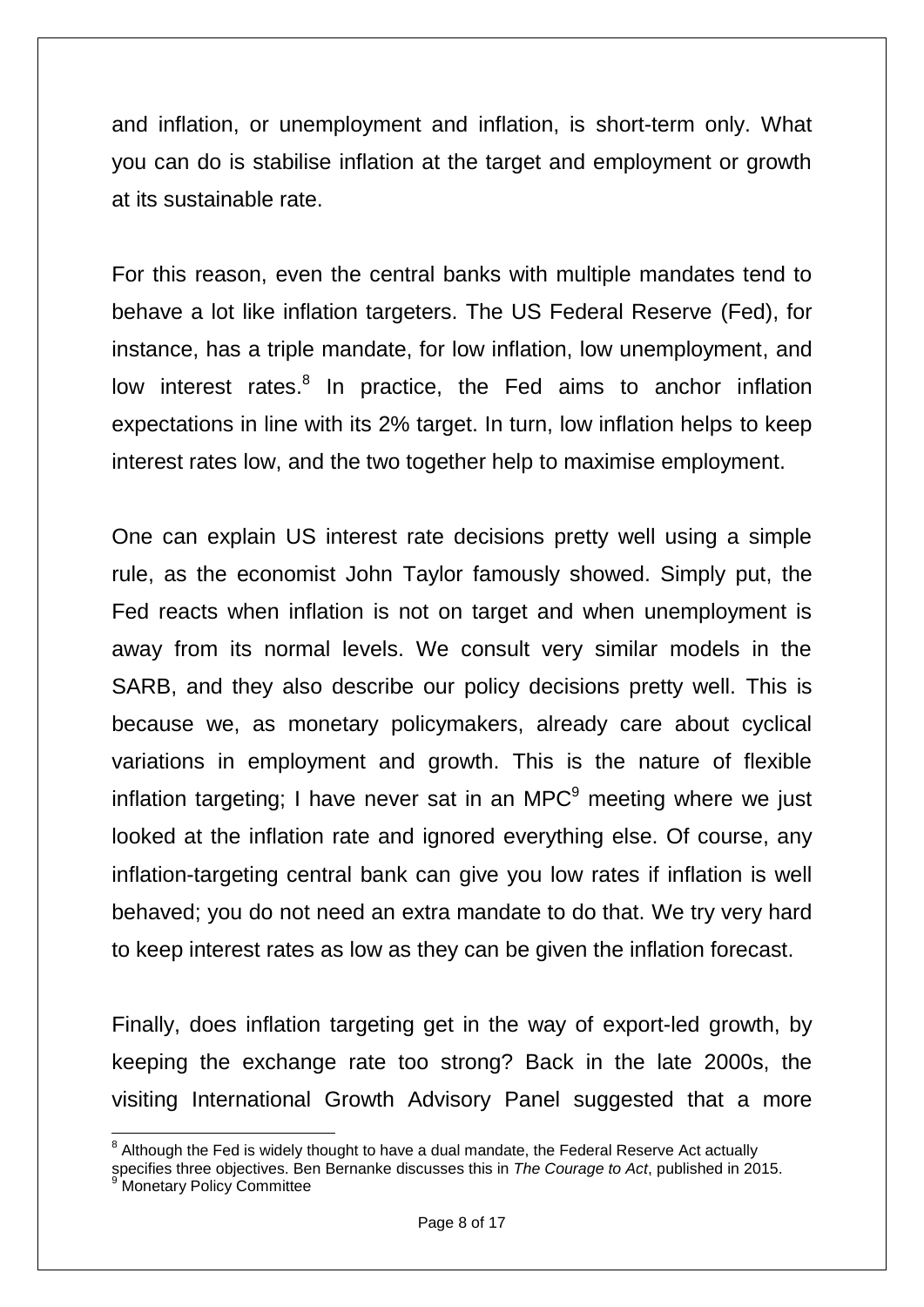and inflation, or unemployment and inflation, is short-term only. What you can do is stabilise inflation at the target and employment or growth at its sustainable rate.

For this reason, even the central banks with multiple mandates tend to behave a lot like inflation targeters. The US Federal Reserve (Fed), for instance, has a triple mandate, for low inflation, low unemployment, and low interest rates.[8] In practice, the Fed aims to anchor inflation expectations in line with its 2% target. In turn, low inflation helps to keep interest rates low, and the two together help to maximise employment.

One can explain US interest rate decisions pretty well using a simple rule, as the economist John Taylor famously showed. Simply put, the Fed reacts when inflation is not on target and when unemployment is away from its normal levels. We consult very similar models in the SARB, and they also describe our policy decisions pretty well. This is because we, as monetary policymakers, already care about cyclical variations in employment and growth. This is the nature of flexible inflation targeting; I have never sat in an MPC[9] meeting where we just looked at the inflation rate and ignored everything else. Of course, any inflation-targeting central bank can give you low rates if inflation is well behaved; you do not need an extra mandate to do that. We try very hard to keep interest rates as low as they can be given the inflation forecast.

Finally, does inflation targeting get in the way of export-led growth, by keeping the exchange rate too strong? Back in the late 2000s, the visiting International Growth Advisory Panel suggested that a more

---

[8] Although the Fed is widely thought to have a dual mandate, the Federal Reserve Act actually specifies three objectives. Ben Bernanke discusses this in *The Courage to Act*, published in 2015.

[9] Monetary Policy Committee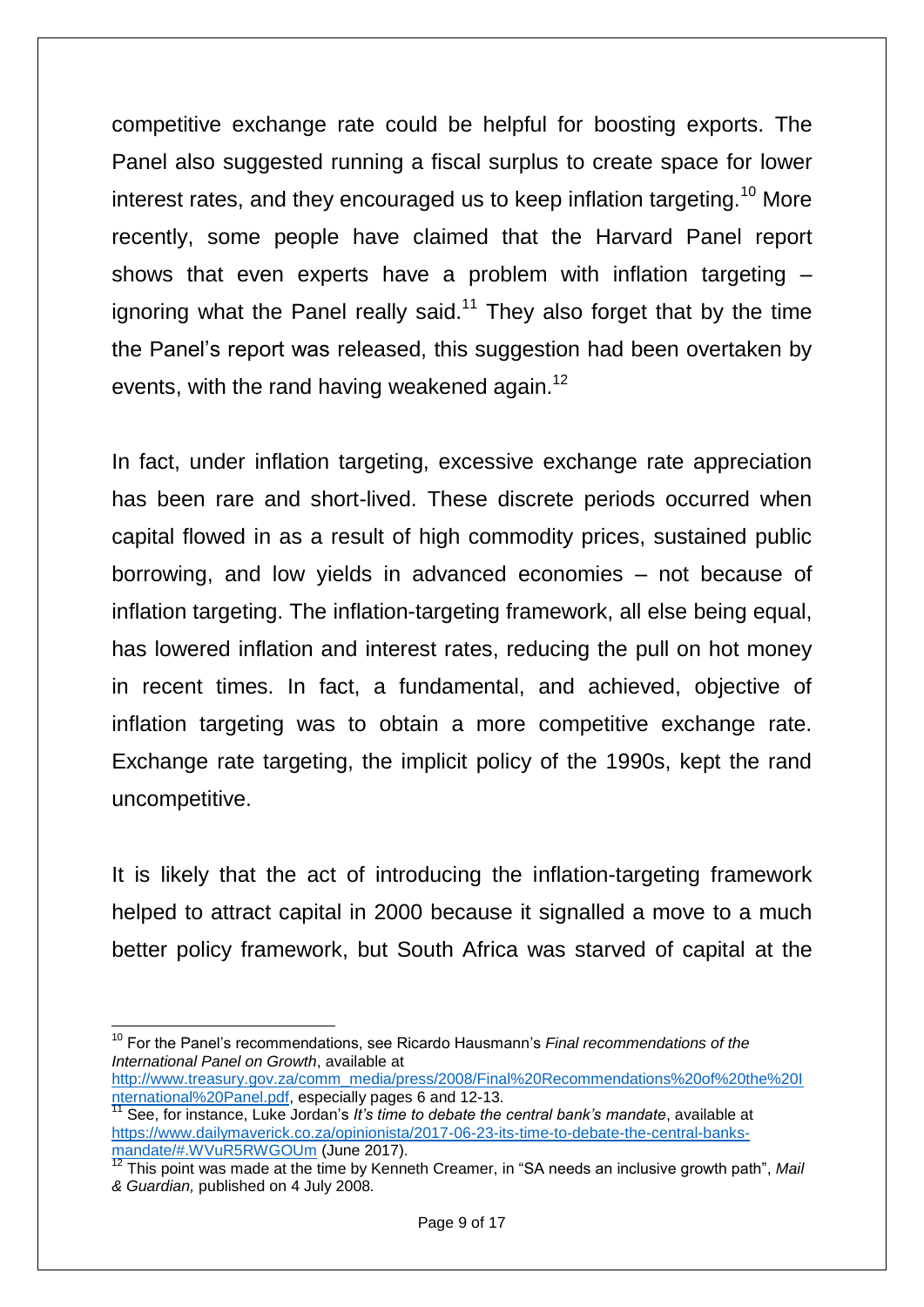competitive exchange rate could be helpful for boosting exports. The Panel also suggested running a fiscal surplus to create space for lower interest rates, and they encouraged us to keep inflation targeting.[10] More recently, some people have claimed that the Harvard Panel report shows that even experts have a problem with inflation targeting – ignoring what the Panel really said.[11] They also forget that by the time the Panel's report was released, this suggestion had been overtaken by events, with the rand having weakened again.[12]

In fact, under inflation targeting, excessive exchange rate appreciation has been rare and short-lived. These discrete periods occurred when capital flowed in as a result of high commodity prices, sustained public borrowing, and low yields in advanced economies – not because of inflation targeting. The inflation-targeting framework, all else being equal, has lowered inflation and interest rates, reducing the pull on hot money in recent times. In fact, a fundamental, and achieved, objective of inflation targeting was to obtain a more competitive exchange rate. Exchange rate targeting, the implicit policy of the 1990s, kept the rand uncompetitive.

It is likely that the act of introducing the inflation-targeting framework helped to attract capital in 2000 because it signalled a move to a much better policy framework, but South Africa was starved of capital at the

---

[10] For the Panel's recommendations, see Ricardo Hausmann's *Final recommendations of the International Panel on Growth*, available at http://www.treasury.gov.za/comm_media/press/2008/Final%20Recommendations%20of%20the%20International%20Panel.pdf, especially pages 6 and 12-13.

[11] See, for instance, Luke Jordan's *It's time to debate the central bank's mandate*, available at https://www.dailymaverick.co.za/opinionista/2017-06-23-its-time-to-debate-the-central-banks-mandate/#.WVuR5RWGOUm (June 2017).

[12] This point was made at the time by Kenneth Creamer, in "SA needs an inclusive growth path", *Mail & Guardian,* published on 4 July 2008.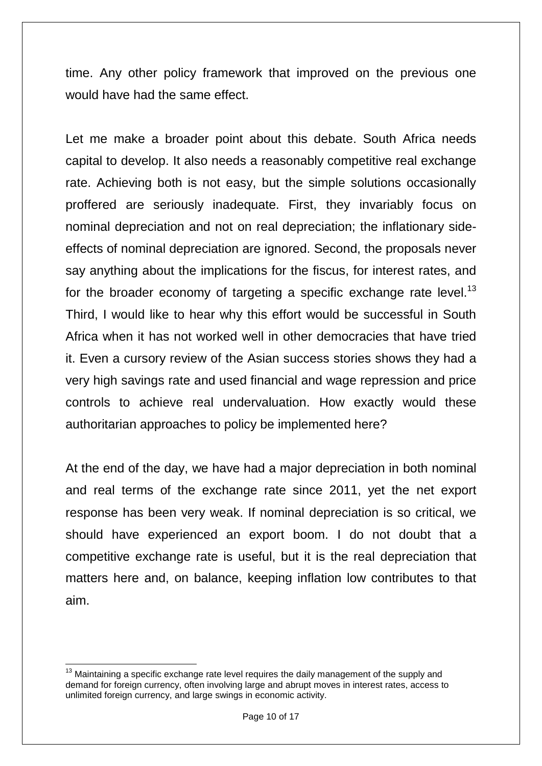time. Any other policy framework that improved on the previous one would have had the same effect.

Let me make a broader point about this debate. South Africa needs capital to develop. It also needs a reasonably competitive real exchange rate. Achieving both is not easy, but the simple solutions occasionally proffered are seriously inadequate. First, they invariably focus on nominal depreciation and not on real depreciation; the inflationary side-effects of nominal depreciation are ignored. Second, the proposals never say anything about the implications for the fiscus, for interest rates, and for the broader economy of targeting a specific exchange rate level.[13] Third, I would like to hear why this effort would be successful in South Africa when it has not worked well in other democracies that have tried it. Even a cursory review of the Asian success stories shows they had a very high savings rate and used financial and wage repression and price controls to achieve real undervaluation. How exactly would these authoritarian approaches to policy be implemented here?

At the end of the day, we have had a major depreciation in both nominal and real terms of the exchange rate since 2011, yet the net export response has been very weak. If nominal depreciation is so critical, we should have experienced an export boom. I do not doubt that a competitive exchange rate is useful, but it is the real depreciation that matters here and, on balance, keeping inflation low contributes to that aim.

---

[13] Maintaining a specific exchange rate level requires the daily management of the supply and demand for foreign currency, often involving large and abrupt moves in interest rates, access to unlimited foreign currency, and large swings in economic activity.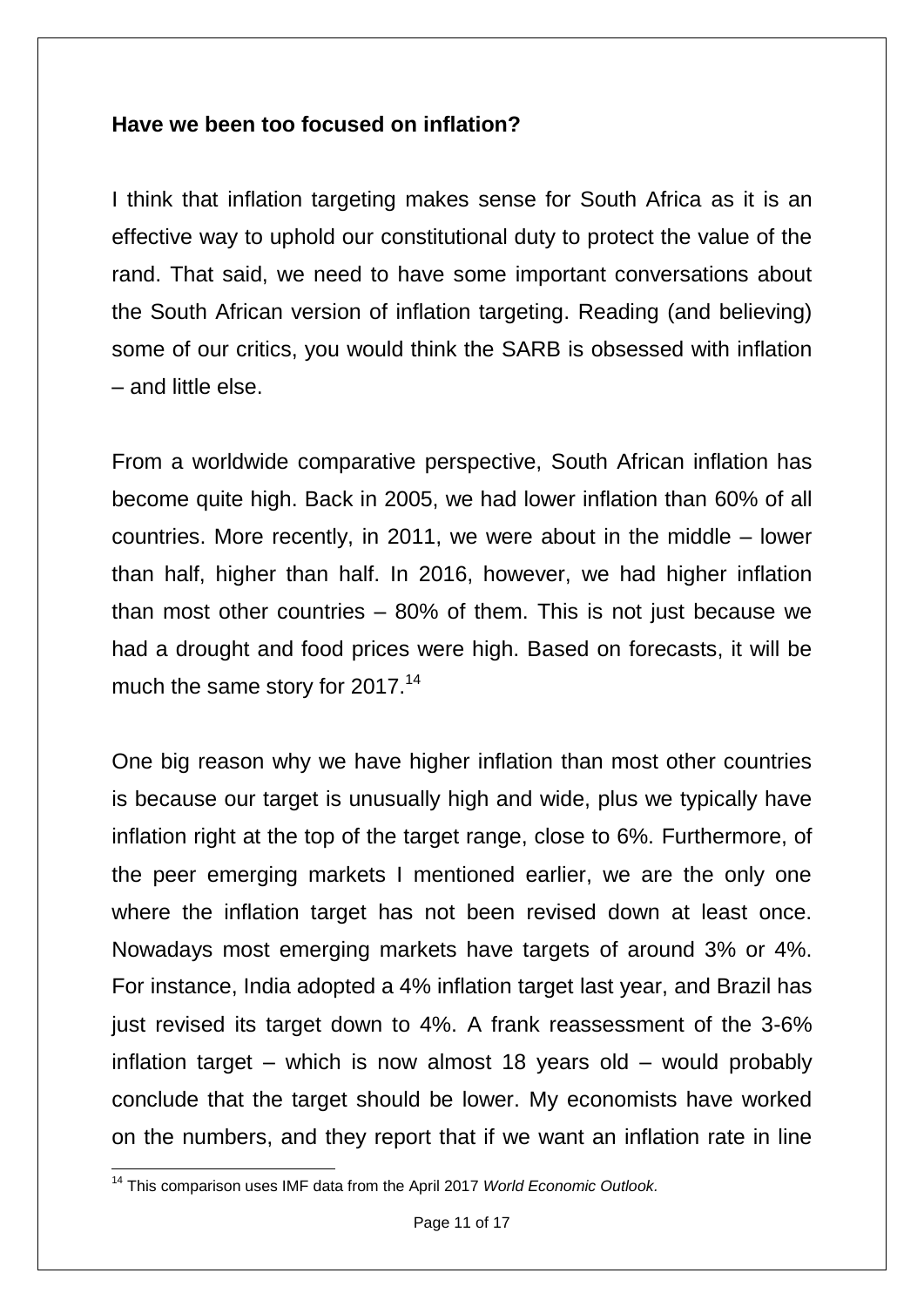**Have we been too focused on inflation?**

I think that inflation targeting makes sense for South Africa as it is an effective way to uphold our constitutional duty to protect the value of the rand. That said, we need to have some important conversations about the South African version of inflation targeting. Reading (and believing) some of our critics, you would think the SARB is obsessed with inflation – and little else.

From a worldwide comparative perspective, South African inflation has become quite high. Back in 2005, we had lower inflation than 60% of all countries. More recently, in 2011, we were about in the middle – lower than half, higher than half. In 2016, however, we had higher inflation than most other countries – 80% of them. This is not just because we had a drought and food prices were high. Based on forecasts, it will be much the same story for 2017.[14]

One big reason why we have higher inflation than most other countries is because our target is unusually high and wide, plus we typically have inflation right at the top of the target range, close to 6%. Furthermore, of the peer emerging markets I mentioned earlier, we are the only one where the inflation target has not been revised down at least once. Nowadays most emerging markets have targets of around 3% or 4%. For instance, India adopted a 4% inflation target last year, and Brazil has just revised its target down to 4%. A frank reassessment of the 3-6% inflation target – which is now almost 18 years old – would probably conclude that the target should be lower. My economists have worked on the numbers, and they report that if we want an inflation rate in line

[14] This comparison uses IMF data from the April 2017 *World Economic Outlook*.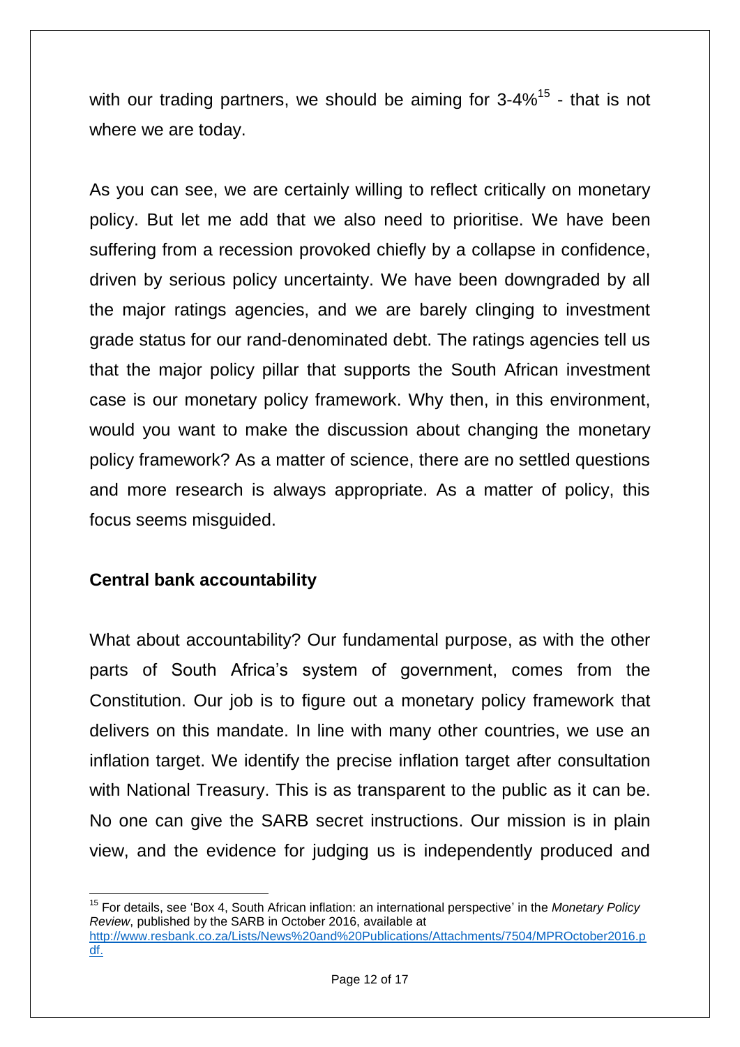with our trading partners, we should be aiming for 3-4%[15] - that is not where we are today.

As you can see, we are certainly willing to reflect critically on monetary policy. But let me add that we also need to prioritise. We have been suffering from a recession provoked chiefly by a collapse in confidence, driven by serious policy uncertainty. We have been downgraded by all the major ratings agencies, and we are barely clinging to investment grade status for our rand-denominated debt. The ratings agencies tell us that the major policy pillar that supports the South African investment case is our monetary policy framework. Why then, in this environment, would you want to make the discussion about changing the monetary policy framework? As a matter of science, there are no settled questions and more research is always appropriate. As a matter of policy, this focus seems misguided.

## Central bank accountability

What about accountability? Our fundamental purpose, as with the other parts of South Africa's system of government, comes from the Constitution. Our job is to figure out a monetary policy framework that delivers on this mandate. In line with many other countries, we use an inflation target. We identify the precise inflation target after consultation with National Treasury. This is as transparent to the public as it can be. No one can give the SARB secret instructions. Our mission is in plain view, and the evidence for judging us is independently produced and

---

[15] For details, see 'Box 4, South African inflation: an international perspective' in the *Monetary Policy Review*, published by the SARB in October 2016, available at http://www.resbank.co.za/Lists/News%20and%20Publications/Attachments/7504/MPROctober2016.pdf.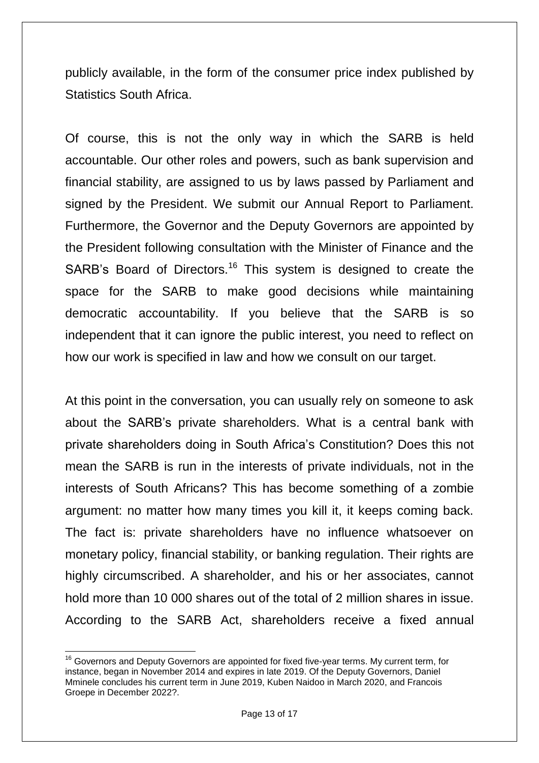publicly available, in the form of the consumer price index published by Statistics South Africa.

Of course, this is not the only way in which the SARB is held accountable. Our other roles and powers, such as bank supervision and financial stability, are assigned to us by laws passed by Parliament and signed by the President. We submit our Annual Report to Parliament. Furthermore, the Governor and the Deputy Governors are appointed by the President following consultation with the Minister of Finance and the SARB's Board of Directors.[16] This system is designed to create the space for the SARB to make good decisions while maintaining democratic accountability. If you believe that the SARB is so independent that it can ignore the public interest, you need to reflect on how our work is specified in law and how we consult on our target.

At this point in the conversation, you can usually rely on someone to ask about the SARB's private shareholders. What is a central bank with private shareholders doing in South Africa's Constitution? Does this not mean the SARB is run in the interests of private individuals, not in the interests of South Africans? This has become something of a zombie argument: no matter how many times you kill it, it keeps coming back. The fact is: private shareholders have no influence whatsoever on monetary policy, financial stability, or banking regulation. Their rights are highly circumscribed. A shareholder, and his or her associates, cannot hold more than 10 000 shares out of the total of 2 million shares in issue. According to the SARB Act, shareholders receive a fixed annual

---

[16] Governors and Deputy Governors are appointed for fixed five-year terms. My current term, for instance, began in November 2014 and expires in late 2019. Of the Deputy Governors, Daniel Mminele concludes his current term in June 2019, Kuben Naidoo in March 2020, and Francois Groepe in December 2022?.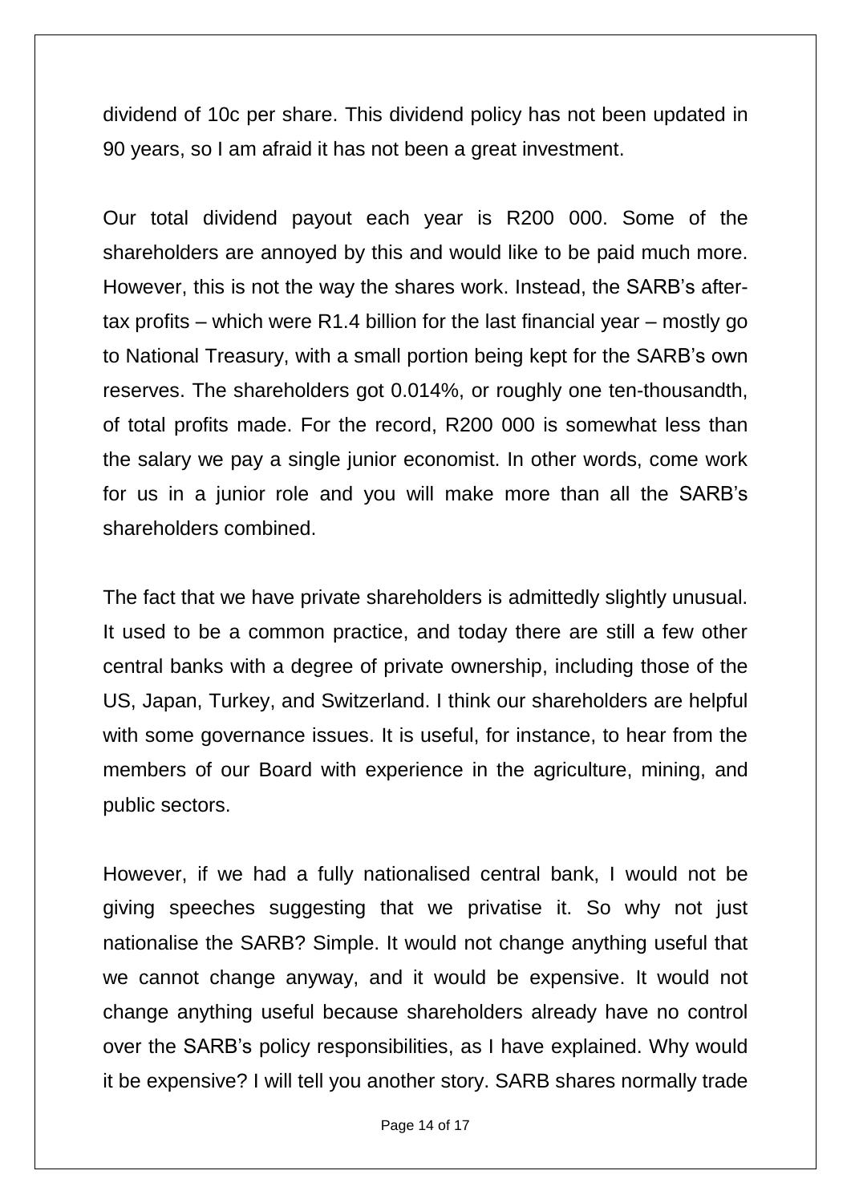dividend of 10c per share. This dividend policy has not been updated in 90 years, so I am afraid it has not been a great investment.

Our total dividend payout each year is R200 000. Some of the shareholders are annoyed by this and would like to be paid much more. However, this is not the way the shares work. Instead, the SARB's after-tax profits – which were R1.4 billion for the last financial year – mostly go to National Treasury, with a small portion being kept for the SARB's own reserves. The shareholders got 0.014%, or roughly one ten-thousandth, of total profits made. For the record, R200 000 is somewhat less than the salary we pay a single junior economist. In other words, come work for us in a junior role and you will make more than all the SARB's shareholders combined.

The fact that we have private shareholders is admittedly slightly unusual. It used to be a common practice, and today there are still a few other central banks with a degree of private ownership, including those of the US, Japan, Turkey, and Switzerland. I think our shareholders are helpful with some governance issues. It is useful, for instance, to hear from the members of our Board with experience in the agriculture, mining, and public sectors.

However, if we had a fully nationalised central bank, I would not be giving speeches suggesting that we privatise it. So why not just nationalise the SARB? Simple. It would not change anything useful that we cannot change anyway, and it would be expensive. It would not change anything useful because shareholders already have no control over the SARB's policy responsibilities, as I have explained. Why would it be expensive? I will tell you another story. SARB shares normally trade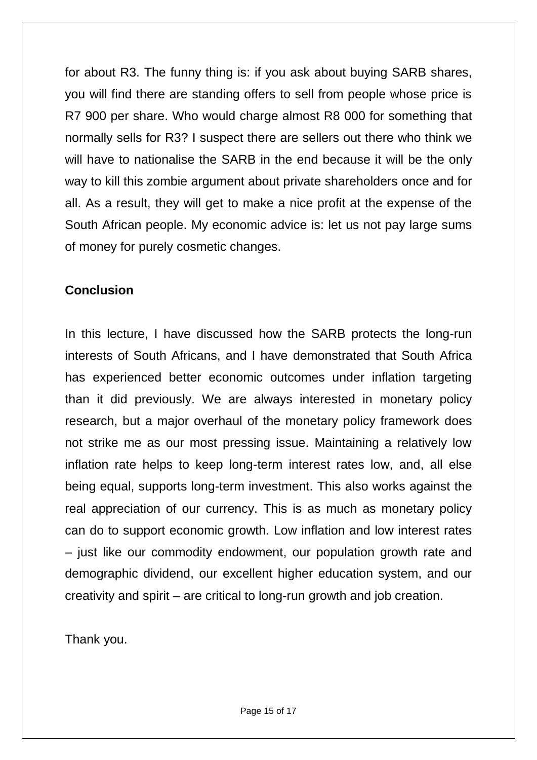for about R3. The funny thing is: if you ask about buying SARB shares, you will find there are standing offers to sell from people whose price is R7 900 per share. Who would charge almost R8 000 for something that normally sells for R3? I suspect there are sellers out there who think we will have to nationalise the SARB in the end because it will be the only way to kill this zombie argument about private shareholders once and for all. As a result, they will get to make a nice profit at the expense of the South African people. My economic advice is: let us not pay large sums of money for purely cosmetic changes.

**Conclusion**

In this lecture, I have discussed how the SARB protects the long-run interests of South Africans, and I have demonstrated that South Africa has experienced better economic outcomes under inflation targeting than it did previously. We are always interested in monetary policy research, but a major overhaul of the monetary policy framework does not strike me as our most pressing issue. Maintaining a relatively low inflation rate helps to keep long-term interest rates low, and, all else being equal, supports long-term investment. This also works against the real appreciation of our currency. This is as much as monetary policy can do to support economic growth. Low inflation and low interest rates – just like our commodity endowment, our population growth rate and demographic dividend, our excellent higher education system, and our creativity and spirit – are critical to long-run growth and job creation.

Thank you.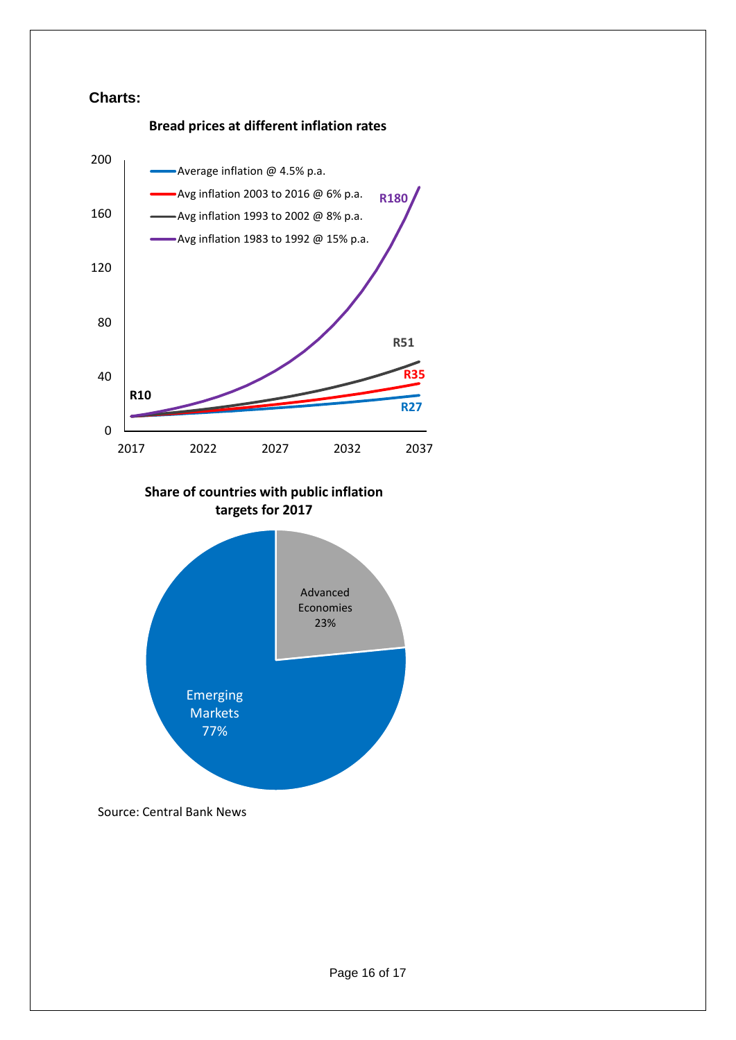**Charts:**

**Bread prices at different inflation rates**

- Average inflation @ 4.5% p.a.
- Avg inflation 2003 to 2016 @ 6% p.a.
- Avg inflation 1993 to 2002 @ 8% p.a.
- Avg inflation 1983 to 1992 @ 15% p.a.

R10 (2017); R27, R35, R51, R180 (2037)

**Share of countries with public inflation targets for 2017**

- Advanced Economies 23%
- Emerging Markets 77%

Source: Central Bank News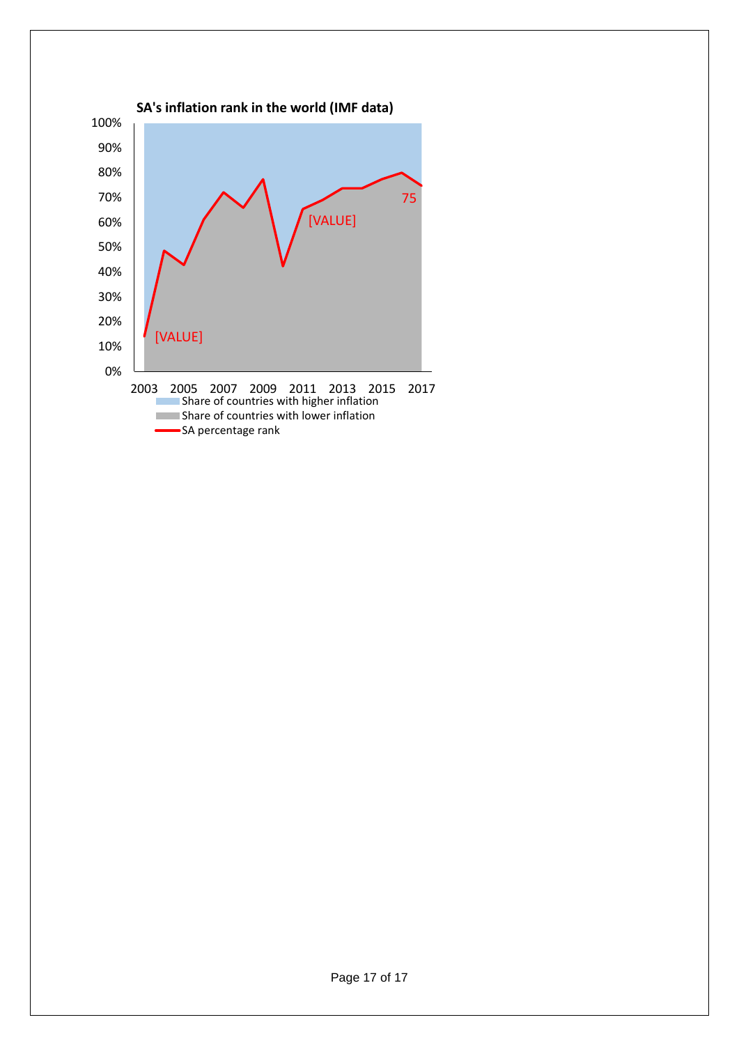**SA's inflation rank in the world (IMF data)**

100%
90%
80%
70%
60%
50%
40%
30%
20%
10%
0%

[VALUE]
[VALUE]
75

2003 2005 2007 2009 2011 2013 2015 2017

Share of countries with higher inflation
Share of countries with lower inflation
SA percentage rank